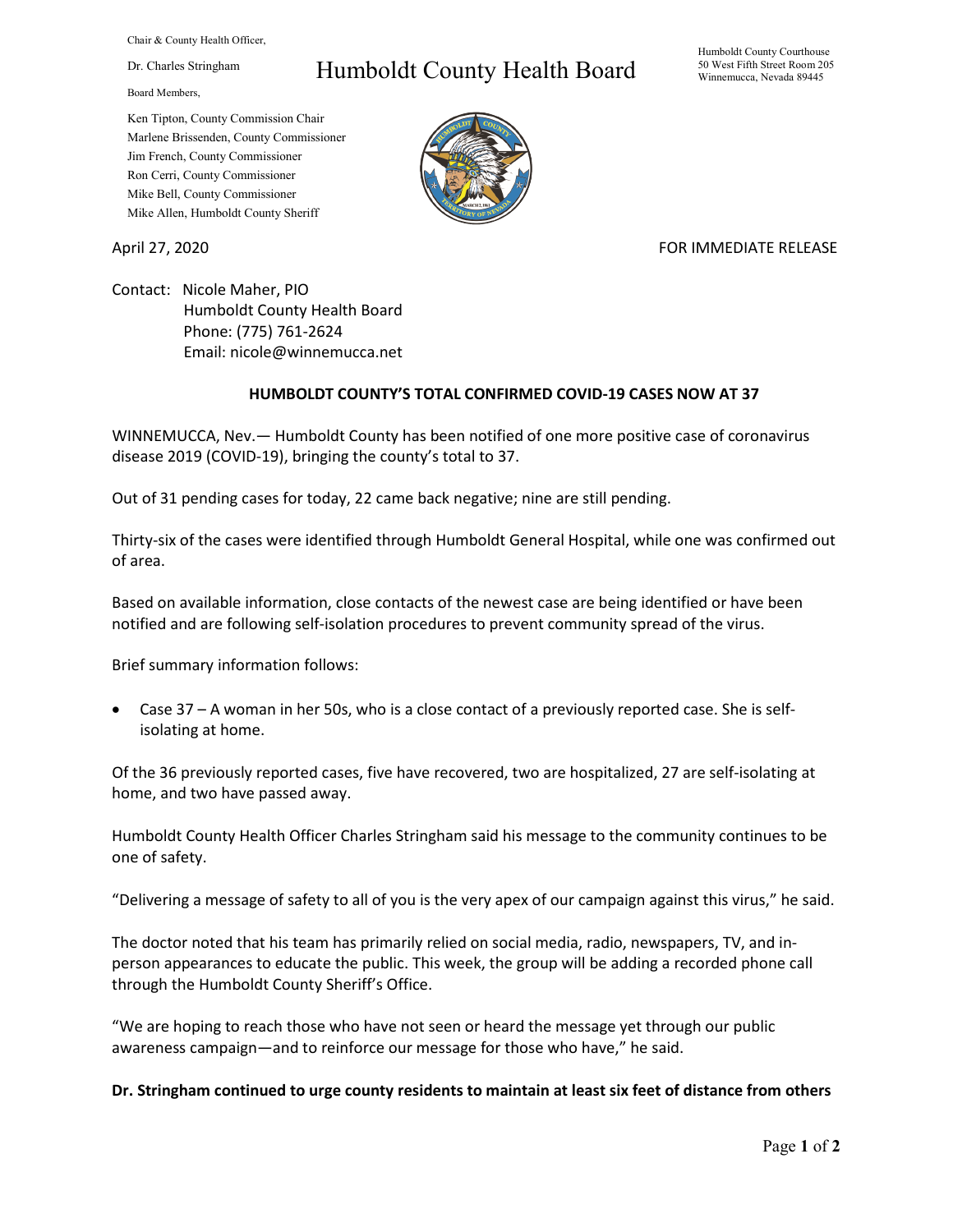Chair & County Health Officer,

Dr. Charles Stringham

Board Members,

Ken Tipton, County Commission Chair
Marlene Brissenden, County Commissioner
Jim French, County Commissioner
Ron Cerri, County Commissioner
Mike Bell, County Commissioner
Mike Allen, Humboldt County Sheriff

# Humboldt County Health Board

Humboldt County Courthouse
50 West Fifth Street Room 205
Winnemucca, Nevada 89445

April 27, 2020

FOR IMMEDIATE RELEASE

Contact: Nicole Maher, PIO
Humboldt County Health Board
Phone: (775) 761-2624
Email: nicole@winnemucca.net

**HUMBOLDT COUNTY'S TOTAL CONFIRMED COVID-19 CASES NOW AT 37**

WINNEMUCCA, Nev.— Humboldt County has been notified of one more positive case of coronavirus disease 2019 (COVID-19), bringing the county's total to 37.

Out of 31 pending cases for today, 22 came back negative; nine are still pending.

Thirty-six of the cases were identified through Humboldt General Hospital, while one was confirmed out of area.

Based on available information, close contacts of the newest case are being identified or have been notified and are following self-isolation procedures to prevent community spread of the virus.

Brief summary information follows:

- Case 37 – A woman in her 50s, who is a close contact of a previously reported case. She is self-isolating at home.

Of the 36 previously reported cases, five have recovered, two are hospitalized, 27 are self-isolating at home, and two have passed away.

Humboldt County Health Officer Charles Stringham said his message to the community continues to be one of safety.

"Delivering a message of safety to all of you is the very apex of our campaign against this virus," he said.

The doctor noted that his team has primarily relied on social media, radio, newspapers, TV, and in-person appearances to educate the public. This week, the group will be adding a recorded phone call through the Humboldt County Sheriff's Office.

"We are hoping to reach those who have not seen or heard the message yet through our public awareness campaign—and to reinforce our message for those who have," he said.

**Dr. Stringham continued to urge county residents to maintain at least six feet of distance from others**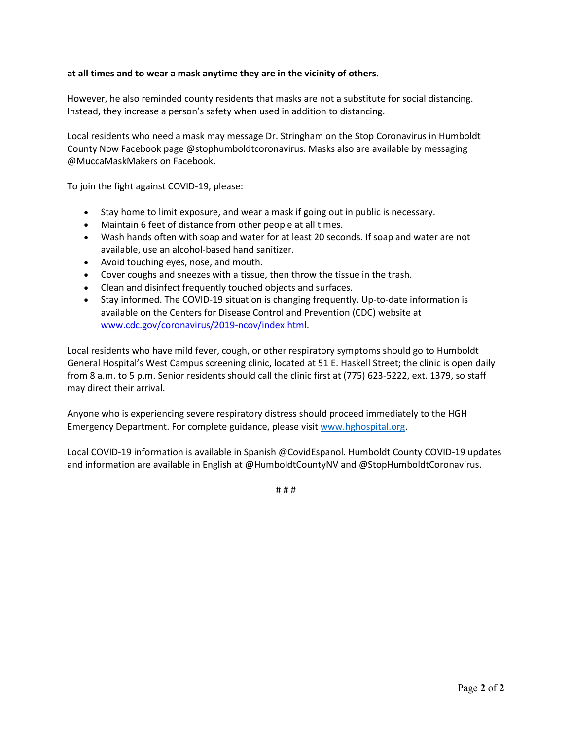**at all times and to wear a mask anytime they are in the vicinity of others.**

However, he also reminded county residents that masks are not a substitute for social distancing. Instead, they increase a person's safety when used in addition to distancing.

Local residents who need a mask may message Dr. Stringham on the Stop Coronavirus in Humboldt County Now Facebook page @stophumboldtcoronavirus. Masks also are available by messaging @MuccaMaskMakers on Facebook.

To join the fight against COVID-19, please:

- Stay home to limit exposure, and wear a mask if going out in public is necessary.
- Maintain 6 feet of distance from other people at all times.
- Wash hands often with soap and water for at least 20 seconds. If soap and water are not available, use an alcohol-based hand sanitizer.
- Avoid touching eyes, nose, and mouth.
- Cover coughs and sneezes with a tissue, then throw the tissue in the trash.
- Clean and disinfect frequently touched objects and surfaces.
- Stay informed. The COVID-19 situation is changing frequently. Up-to-date information is available on the Centers for Disease Control and Prevention (CDC) website at [www.cdc.gov/coronavirus/2019-ncov/index.html](www.cdc.gov/coronavirus/2019-ncov/index.html).

Local residents who have mild fever, cough, or other respiratory symptoms should go to Humboldt General Hospital's West Campus screening clinic, located at 51 E. Haskell Street; the clinic is open daily from 8 a.m. to 5 p.m. Senior residents should call the clinic first at (775) 623-5222, ext. 1379, so staff may direct their arrival.

Anyone who is experiencing severe respiratory distress should proceed immediately to the HGH Emergency Department. For complete guidance, please visit [www.hghospital.org](www.hghospital.org).

Local COVID-19 information is available in Spanish @CovidEspanol. Humboldt County COVID-19 updates and information are available in English at @HumboldtCountyNV and @StopHumboldtCoronavirus.

# # #